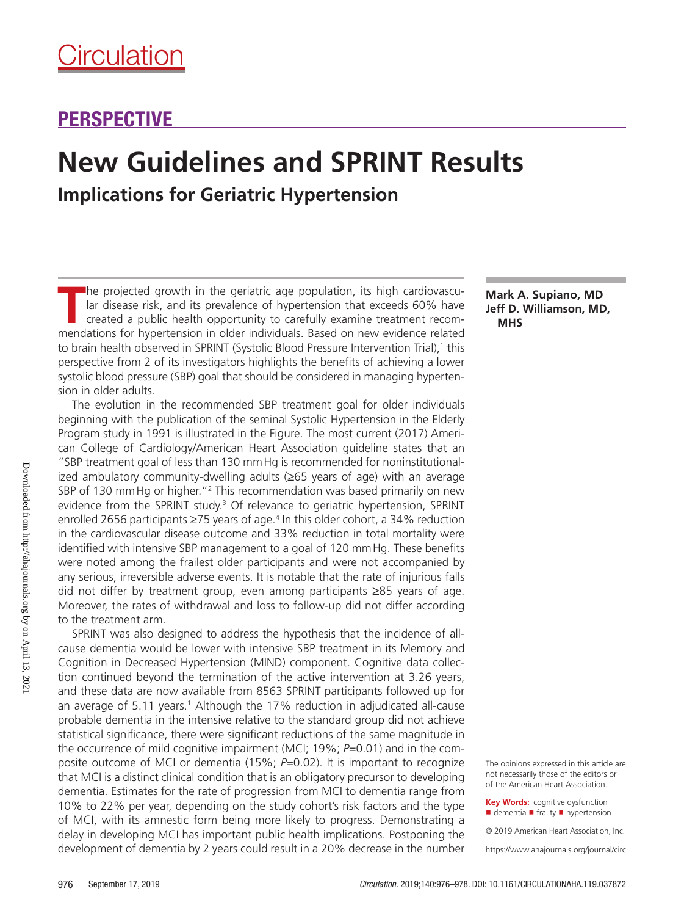# PERSPECTIVE

# New Guidelines and SPRINT Results

## Implications for Geriatric Hypertension

**Mark A. Supiano, MD**
**Jeff D. Williamson, MD, MHS**

The projected growth in the geriatric age population, its high cardiovascular disease risk, and its prevalence of hypertension that exceeds 60% have created a public health opportunity to carefully examine treatment recommendations for hypertension in older individuals. Based on new evidence related to brain health observed in SPRINT (Systolic Blood Pressure Intervention Trial),[1] this perspective from 2 of its investigators highlights the benefits of achieving a lower systolic blood pressure (SBP) goal that should be considered in managing hypertension in older adults.

The evolution in the recommended SBP treatment goal for older individuals beginning with the publication of the seminal Systolic Hypertension in the Elderly Program study in 1991 is illustrated in the Figure. The most current (2017) American College of Cardiology/American Heart Association guideline states that an "SBP treatment goal of less than 130 mm Hg is recommended for noninstitutionalized ambulatory community-dwelling adults (≥65 years of age) with an average SBP of 130 mm Hg or higher."[2] This recommendation was based primarily on new evidence from the SPRINT study.[3] Of relevance to geriatric hypertension, SPRINT enrolled 2656 participants ≥75 years of age.[4] In this older cohort, a 34% reduction in the cardiovascular disease outcome and 33% reduction in total mortality were identified with intensive SBP management to a goal of 120 mm Hg. These benefits were noted among the frailest older participants and were not accompanied by any serious, irreversible adverse events. It is notable that the rate of injurious falls did not differ by treatment group, even among participants ≥85 years of age. Moreover, the rates of withdrawal and loss to follow-up did not differ according to the treatment arm.

SPRINT was also designed to address the hypothesis that the incidence of all-cause dementia would be lower with intensive SBP treatment in its Memory and Cognition in Decreased Hypertension (MIND) component. Cognitive data collection continued beyond the termination of the active intervention at 3.26 years, and these data are now available from 8563 SPRINT participants followed up for an average of 5.11 years.[1] Although the 17% reduction in adjudicated all-cause probable dementia in the intensive relative to the standard group did not achieve statistical significance, there were significant reductions of the same magnitude in the occurrence of mild cognitive impairment (MCI; 19%; *P*=0.01) and in the composite outcome of MCI or dementia (15%; *P*=0.02). It is important to recognize that MCI is a distinct clinical condition that is an obligatory precursor to developing dementia. Estimates for the rate of progression from MCI to dementia range from 10% to 22% per year, depending on the study cohort's risk factors and the type of MCI, with its amnestic form being more likely to progress. Demonstrating a delay in developing MCI has important public health implications. Postponing the development of dementia by 2 years could result in a 20% decrease in the number

The opinions expressed in this article are not necessarily those of the editors or of the American Heart Association.

**Key Words:** cognitive dysfunction ■ dementia ■ frailty ■ hypertension

© 2019 American Heart Association, Inc.

https://www.ahajournals.org/journal/circ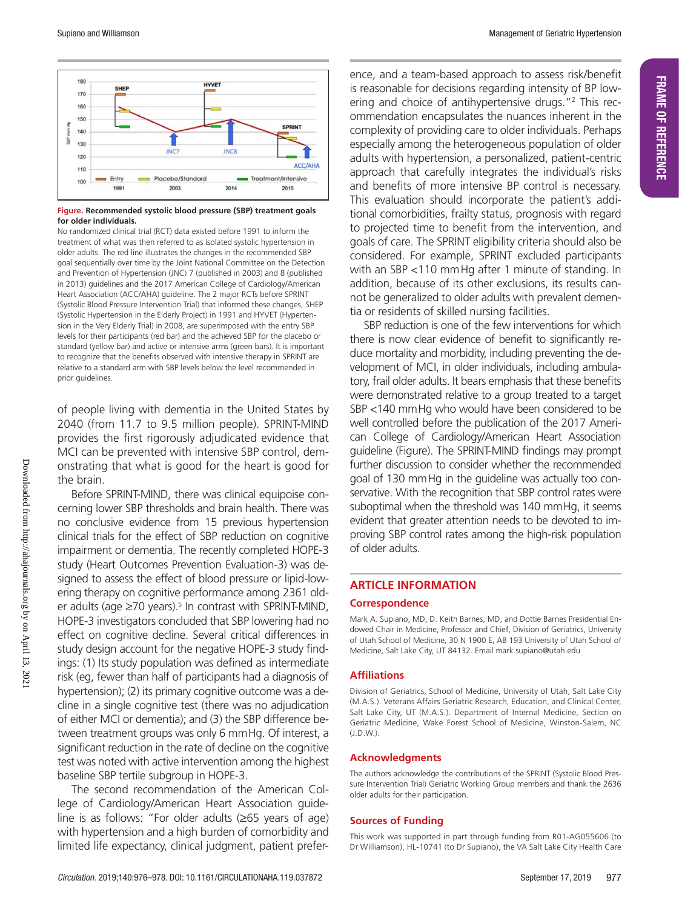**Figure. Recommended systolic blood pressure (SBP) treatment goals for older individuals.**
No randomized clinical trial (RCT) data existed before 1991 to inform the treatment of what was then referred to as isolated systolic hypertension in older adults. The red line illustrates the changes in the recommended SBP goal sequentially over time by the Joint National Committee on the Detection and Prevention of Hypertension (JNC) 7 (published in 2003) and 8 (published in 2013) guidelines and the 2017 American College of Cardiology/American Heart Association (ACC/AHA) guideline. The 2 major RCTs before SPRINT (Systolic Blood Pressure Intervention Trial) that informed these changes, SHEP (Systolic Hypertension in the Elderly Project) in 1991 and HYVET (Hypertension in the Very Elderly Trial) in 2008, are superimposed with the entry SBP levels for their participants (red bar) and the achieved SBP for the placebo or standard (yellow bar) and active or intensive arms (green bars). It is important to recognize that the benefits observed with intensive therapy in SPRINT are relative to a standard arm with SBP levels below the level recommended in prior guidelines.

of people living with dementia in the United States by 2040 (from 11.7 to 9.5 million people). SPRINT-MIND provides the first rigorously adjudicated evidence that MCI can be prevented with intensive SBP control, demonstrating that what is good for the heart is good for the brain.

Before SPRINT-MIND, there was clinical equipoise concerning lower SBP thresholds and brain health. There was no conclusive evidence from 15 previous hypertension clinical trials for the effect of SBP reduction on cognitive impairment or dementia. The recently completed HOPE-3 study (Heart Outcomes Prevention Evaluation-3) was designed to assess the effect of blood pressure or lipid-lowering therapy on cognitive performance among 2361 older adults (age ≥70 years).[5] In contrast with SPRINT-MIND, HOPE-3 investigators concluded that SBP lowering had no effect on cognitive decline. Several critical differences in study design account for the negative HOPE-3 study findings: (1) Its study population was defined as intermediate risk (eg, fewer than half of participants had a diagnosis of hypertension); (2) its primary cognitive outcome was a decline in a single cognitive test (there was no adjudication of either MCI or dementia); and (3) the SBP difference between treatment groups was only 6 mm Hg. Of interest, a significant reduction in the rate of decline on the cognitive test was noted with active intervention among the highest baseline SBP tertile subgroup in HOPE-3.

The second recommendation of the American College of Cardiology/American Heart Association guideline is as follows: "For older adults (≥65 years of age) with hypertension and a high burden of comorbidity and limited life expectancy, clinical judgment, patient preference, and a team-based approach to assess risk/benefit is reasonable for decisions regarding intensity of BP lowering and choice of antihypertensive drugs."[2] This recommendation encapsulates the nuances inherent in the complexity of providing care to older individuals. Perhaps especially among the heterogeneous population of older adults with hypertension, a personalized, patient-centric approach that carefully integrates the individual's risks and benefits of more intensive BP control is necessary. This evaluation should incorporate the patient's additional comorbidities, frailty status, prognosis with regard to projected time to benefit from the intervention, and goals of care. The SPRINT eligibility criteria should also be considered. For example, SPRINT excluded participants with an SBP <110 mm Hg after 1 minute of standing. In addition, because of its other exclusions, its results cannot be generalized to older adults with prevalent dementia or residents of skilled nursing facilities.

SBP reduction is one of the few interventions for which there is now clear evidence of benefit to significantly reduce mortality and morbidity, including preventing the development of MCI, in older individuals, including ambulatory, frail older adults. It bears emphasis that these benefits were demonstrated relative to a group treated to a target SBP <140 mm Hg who would have been considered to be well controlled before the publication of the 2017 American College of Cardiology/American Heart Association guideline (Figure). The SPRINT-MIND findings may prompt further discussion to consider whether the recommended goal of 130 mm Hg in the guideline was actually too conservative. With the recognition that SBP control rates were suboptimal when the threshold was 140 mm Hg, it seems evident that greater attention needs to be devoted to improving SBP control rates among the high-risk population of older adults.

## ARTICLE INFORMATION

### Correspondence

Mark A. Supiano, MD, D. Keith Barnes, MD, and Dottie Barnes Presidential Endowed Chair in Medicine, Professor and Chief, Division of Geriatrics, University of Utah School of Medicine, 30 N 1900 E, AB 193 University of Utah School of Medicine, Salt Lake City, UT 84132. Email mark.supiano@utah.edu

### Affiliations

Division of Geriatrics, School of Medicine, University of Utah, Salt Lake City (M.A.S.). Veterans Affairs Geriatric Research, Education, and Clinical Center, Salt Lake City, UT (M.A.S.). Department of Internal Medicine, Section on Geriatric Medicine, Wake Forest School of Medicine, Winston-Salem, NC (J.D.W.).

### Acknowledgments

The authors acknowledge the contributions of the SPRINT (Systolic Blood Pressure Intervention Trial) Geriatric Working Group members and thank the 2636 older adults for their participation.

### Sources of Funding

This work was supported in part through funding from R01-AG055606 (to Dr Williamson), HL-10741 (to Dr Supiano), the VA Salt Lake City Health Care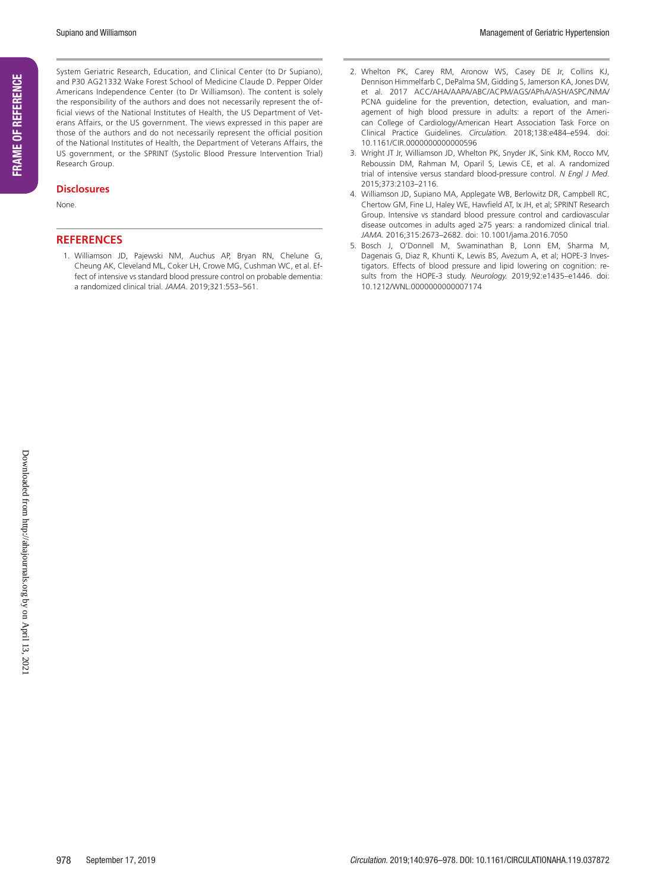System Geriatric Research, Education, and Clinical Center (to Dr Supiano), and P30 AG21332 Wake Forest School of Medicine Claude D. Pepper Older Americans Independence Center (to Dr Williamson). The content is solely the responsibility of the authors and does not necessarily represent the official views of the National Institutes of Health, the US Department of Veterans Affairs, or the US government. The views expressed in this paper are those of the authors and do not necessarily represent the official position of the National Institutes of Health, the Department of Veterans Affairs, the US government, or the SPRINT (Systolic Blood Pressure Intervention Trial) Research Group.

## Disclosures

None.

## REFERENCES

1. Williamson JD, Pajewski NM, Auchus AP, Bryan RN, Chelune G, Cheung AK, Cleveland ML, Coker LH, Crowe MG, Cushman WC, et al. Effect of intensive vs standard blood pressure control on probable dementia: a randomized clinical trial. *JAMA*. 2019;321:553–561.
2. Whelton PK, Carey RM, Aronow WS, Casey DE Jr, Collins KJ, Dennison Himmelfarb C, DePalma SM, Gidding S, Jamerson KA, Jones DW, et al. 2017 ACC/AHA/AAPA/ABC/ACPM/AGS/APhA/ASH/ASPC/NMA/PCNA guideline for the prevention, detection, evaluation, and management of high blood pressure in adults: a report of the American College of Cardiology/American Heart Association Task Force on Clinical Practice Guidelines. *Circulation*. 2018;138:e484–e594. doi: 10.1161/CIR.0000000000000596
3. Wright JT Jr, Williamson JD, Whelton PK, Snyder JK, Sink KM, Rocco MV, Reboussin DM, Rahman M, Oparil S, Lewis CE, et al. A randomized trial of intensive versus standard blood-pressure control. *N Engl J Med*. 2015;373:2103–2116.
4. Williamson JD, Supiano MA, Applegate WB, Berlowitz DR, Campbell RC, Chertow GM, Fine LJ, Haley WE, Hawfield AT, Ix JH, et al; SPRINT Research Group. Intensive vs standard blood pressure control and cardiovascular disease outcomes in adults aged ≥75 years: a randomized clinical trial. *JAMA*. 2016;315:2673–2682. doi: 10.1001/jama.2016.7050
5. Bosch J, O'Donnell M, Swaminathan B, Lonn EM, Sharma M, Dagenais G, Diaz R, Khunti K, Lewis BS, Avezum A, et al; HOPE-3 Investigators. Effects of blood pressure and lipid lowering on cognition: results from the HOPE-3 study. *Neurology*. 2019;92:e1435–e1446. doi: 10.1212/WNL.0000000000007174